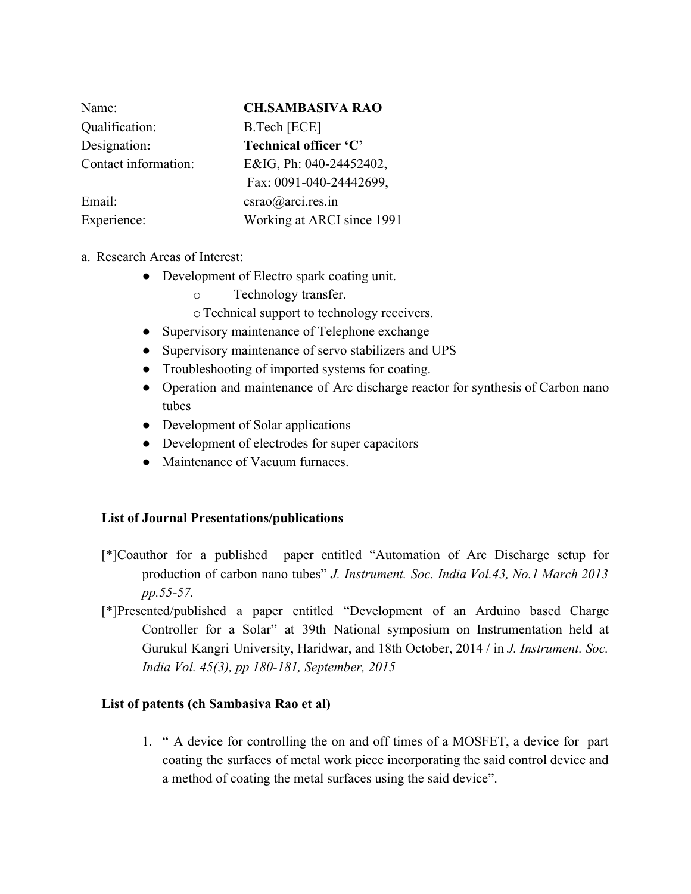| Name: | **CH.SAMBASIVA RAO** |
|---|---|
| Qualification: | B.Tech [ECE] |
| Designation**:** | **Technical officer 'C'** |
| Contact information: | E&IG, Ph: 040-24452402, Fax: 0091-040-24442699, |
| Email: | csrao@arci.res.in |
| Experience: | Working at ARCI since 1991 |

a. Research Areas of Interest:

- Development of Electro spark coating unit.
  - o Technology transfer.
  - o Technical support to technology receivers.
- Supervisory maintenance of Telephone exchange
- Supervisory maintenance of servo stabilizers and UPS
- Troubleshooting of imported systems for coating.
- Operation and maintenance of Arc discharge reactor for synthesis of Carbon nano tubes
- Development of Solar applications
- Development of electrodes for super capacitors
- Maintenance of Vacuum furnaces.

**List of Journal Presentations/publications**

[*]Coauthor for a published paper entitled "Automation of Arc Discharge setup for production of carbon nano tubes" *J. Instrument. Soc. India Vol.43, No.1 March 2013 pp.55-57.*

[*]Presented/published a paper entitled "Development of an Arduino based Charge Controller for a Solar" at 39th National symposium on Instrumentation held at Gurukul Kangri University, Haridwar, and 18th October, 2014 / in *J. Instrument. Soc. India Vol. 45(3), pp 180-181, September, 2015*

**List of patents (ch Sambasiva Rao et al)**

1. " A device for controlling the on and off times of a MOSFET, a device for part coating the surfaces of metal work piece incorporating the said control device and a method of coating the metal surfaces using the said device".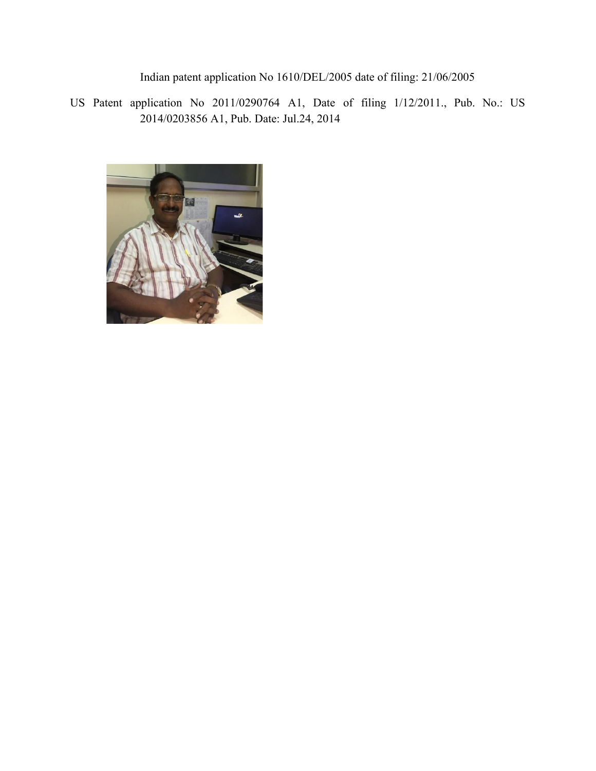Indian patent application No 1610/DEL/2005 date of filing: 21/06/2005

US Patent application No 2011/0290764 A1, Date of filing 1/12/2011., Pub. No.: US 2014/0203856 A1, Pub. Date: Jul.24, 2014